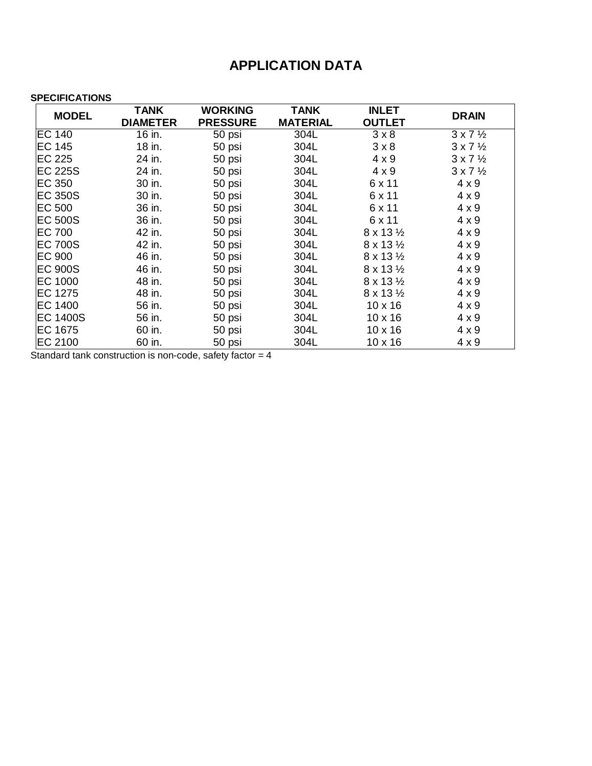# APPLICATION DATA

**SPECIFICATIONS**

| MODEL | TANK DIAMETER | WORKING PRESSURE | TANK MATERIAL | INLET OUTLET | DRAIN |
|---|---|---|---|---|---|
| EC 140 | 16 in. | 50 psi | 304L | 3 x 8 | 3 x 7 ½ |
| EC 145 | 18 in. | 50 psi | 304L | 3 x 8 | 3 x 7 ½ |
| EC 225 | 24 in. | 50 psi | 304L | 4 x 9 | 3 x 7 ½ |
| EC 225S | 24 in. | 50 psi | 304L | 4 x 9 | 3 x 7 ½ |
| EC 350 | 30 in. | 50 psi | 304L | 6 x 11 | 4 x 9 |
| EC 350S | 30 in. | 50 psi | 304L | 6 x 11 | 4 x 9 |
| EC 500 | 36 in. | 50 psi | 304L | 6 x 11 | 4 x 9 |
| EC 500S | 36 in. | 50 psi | 304L | 6 x 11 | 4 x 9 |
| EC 700 | 42 in. | 50 psi | 304L | 8 x 13 ½ | 4 x 9 |
| EC 700S | 42 in. | 50 psi | 304L | 8 x 13 ½ | 4 x 9 |
| EC 900 | 46 in. | 50 psi | 304L | 8 x 13 ½ | 4 x 9 |
| EC 900S | 46 in. | 50 psi | 304L | 8 x 13 ½ | 4 x 9 |
| EC 1000 | 48 in. | 50 psi | 304L | 8 x 13 ½ | 4 x 9 |
| EC 1275 | 48 in. | 50 psi | 304L | 8 x 13 ½ | 4 x 9 |
| EC 1400 | 56 in. | 50 psi | 304L | 10 x 16 | 4 x 9 |
| EC 1400S | 56 in. | 50 psi | 304L | 10 x 16 | 4 x 9 |
| EC 1675 | 60 in. | 50 psi | 304L | 10 x 16 | 4 x 9 |
| EC 2100 | 60 in. | 50 psi | 304L | 10 x 16 | 4 x 9 |

Standard tank construction is non-code, safety factor = 4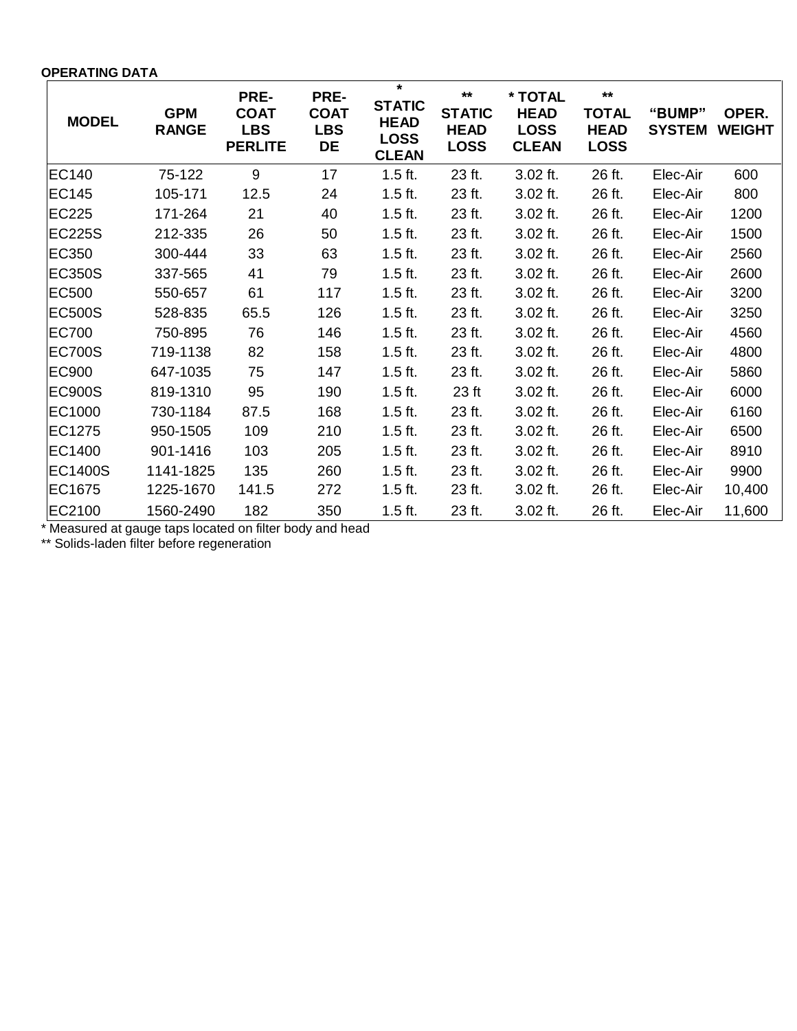**OPERATING DATA**

| MODEL | GPM RANGE | PRE-COAT LBS PERLITE | PRE-COAT LBS DE | * STATIC HEAD LOSS CLEAN | ** STATIC HEAD LOSS | * TOTAL HEAD LOSS CLEAN | ** TOTAL HEAD LOSS | "BUMP" SYSTEM | OPER. WEIGHT |
|---|---|---|---|---|---|---|---|---|---|
| EC140 | 75-122 | 9 | 17 | 1.5 ft. | 23 ft. | 3.02 ft. | 26 ft. | Elec-Air | 600 |
| EC145 | 105-171 | 12.5 | 24 | 1.5 ft. | 23 ft. | 3.02 ft. | 26 ft. | Elec-Air | 800 |
| EC225 | 171-264 | 21 | 40 | 1.5 ft. | 23 ft. | 3.02 ft. | 26 ft. | Elec-Air | 1200 |
| EC225S | 212-335 | 26 | 50 | 1.5 ft. | 23 ft. | 3.02 ft. | 26 ft. | Elec-Air | 1500 |
| EC350 | 300-444 | 33 | 63 | 1.5 ft. | 23 ft. | 3.02 ft. | 26 ft. | Elec-Air | 2560 |
| EC350S | 337-565 | 41 | 79 | 1.5 ft. | 23 ft. | 3.02 ft. | 26 ft. | Elec-Air | 2600 |
| EC500 | 550-657 | 61 | 117 | 1.5 ft. | 23 ft. | 3.02 ft. | 26 ft. | Elec-Air | 3200 |
| EC500S | 528-835 | 65.5 | 126 | 1.5 ft. | 23 ft. | 3.02 ft. | 26 ft. | Elec-Air | 3250 |
| EC700 | 750-895 | 76 | 146 | 1.5 ft. | 23 ft. | 3.02 ft. | 26 ft. | Elec-Air | 4560 |
| EC700S | 719-1138 | 82 | 158 | 1.5 ft. | 23 ft. | 3.02 ft. | 26 ft. | Elec-Air | 4800 |
| EC900 | 647-1035 | 75 | 147 | 1.5 ft. | 23 ft. | 3.02 ft. | 26 ft. | Elec-Air | 5860 |
| EC900S | 819-1310 | 95 | 190 | 1.5 ft. | 23 ft | 3.02 ft. | 26 ft. | Elec-Air | 6000 |
| EC1000 | 730-1184 | 87.5 | 168 | 1.5 ft. | 23 ft. | 3.02 ft. | 26 ft. | Elec-Air | 6160 |
| EC1275 | 950-1505 | 109 | 210 | 1.5 ft. | 23 ft. | 3.02 ft. | 26 ft. | Elec-Air | 6500 |
| EC1400 | 901-1416 | 103 | 205 | 1.5 ft. | 23 ft. | 3.02 ft. | 26 ft. | Elec-Air | 8910 |
| EC1400S | 1141-1825 | 135 | 260 | 1.5 ft. | 23 ft. | 3.02 ft. | 26 ft. | Elec-Air | 9900 |
| EC1675 | 1225-1670 | 141.5 | 272 | 1.5 ft. | 23 ft. | 3.02 ft. | 26 ft. | Elec-Air | 10,400 |
| EC2100 | 1560-2490 | 182 | 350 | 1.5 ft. | 23 ft. | 3.02 ft. | 26 ft. | Elec-Air | 11,600 |

* Measured at gauge taps located on filter body and head

** Solids-laden filter before regeneration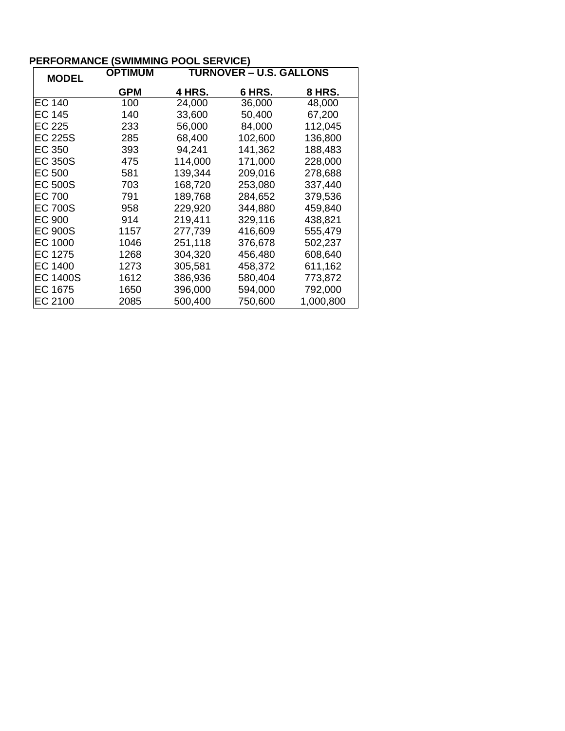**PERFORMANCE (SWIMMING POOL SERVICE)**

| MODEL | OPTIMUM | TURNOVER – U.S. GALLONS | | |
|---|---|---|---|---|
| | GPM | 4 HRS. | 6 HRS. | 8 HRS. |
| EC 140 | 100 | 24,000 | 36,000 | 48,000 |
| EC 145 | 140 | 33,600 | 50,400 | 67,200 |
| EC 225 | 233 | 56,000 | 84,000 | 112,045 |
| EC 225S | 285 | 68,400 | 102,600 | 136,800 |
| EC 350 | 393 | 94,241 | 141,362 | 188,483 |
| EC 350S | 475 | 114,000 | 171,000 | 228,000 |
| EC 500 | 581 | 139,344 | 209,016 | 278,688 |
| EC 500S | 703 | 168,720 | 253,080 | 337,440 |
| EC 700 | 791 | 189,768 | 284,652 | 379,536 |
| EC 700S | 958 | 229,920 | 344,880 | 459,840 |
| EC 900 | 914 | 219,411 | 329,116 | 438,821 |
| EC 900S | 1157 | 277,739 | 416,609 | 555,479 |
| EC 1000 | 1046 | 251,118 | 376,678 | 502,237 |
| EC 1275 | 1268 | 304,320 | 456,480 | 608,640 |
| EC 1400 | 1273 | 305,581 | 458,372 | 611,162 |
| EC 1400S | 1612 | 386,936 | 580,404 | 773,872 |
| EC 1675 | 1650 | 396,000 | 594,000 | 792,000 |
| EC 2100 | 2085 | 500,400 | 750,600 | 1,000,800 |